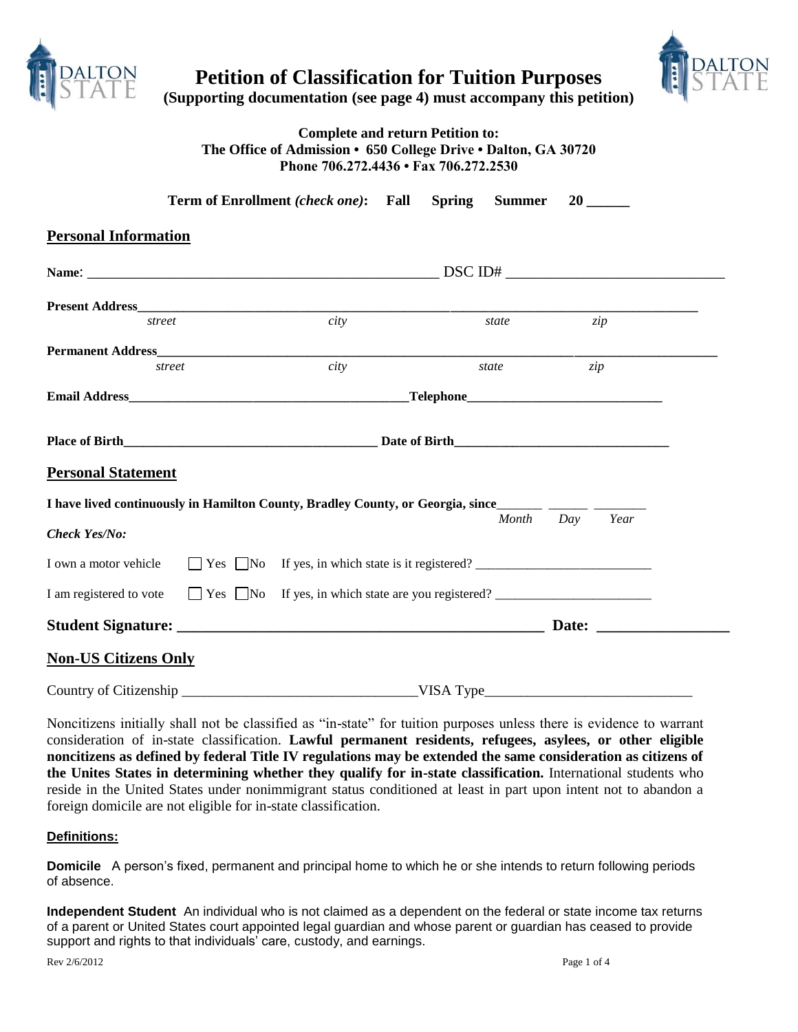# Petition of Classification for Tuition Purposes

**(Supporting documentation (see page 4) must accompany this petition)**

**Complete and return Petition to:**
**The Office of Admission • 650 College Drive • Dalton, GA 30720**
**Phone 706.272.4436 • Fax 706.272.2530**

**Term of Enrollment *(check one)*: Fall Spring Summer 20 ______**

## Personal Information

**Name**: ________________________________________________ DSC ID# ____________________________

**Present Address**_______________________________________________________________________________
*street* *city* *state* *zip*

**Permanent Address**_____________________________________________________________________________
*street* *city* *state* *zip*

**Email Address**_________________________________________**Telephone**____________________________

**Place of Birth**_____________________________________ **Date of Birth**_______________________________

## Personal Statement

**I have lived continuously in Hamilton County, Bradley County, or Georgia, since**______ ______ _______
*Month* *Day* *Year*

***Check Yes/No:***

I own a motor vehicle ☐ Yes ☐ No If yes, in which state is it registered? __________________________

I am registered to vote ☐ Yes ☐ No If yes, in which state are you registered? ________________________

**Student Signature: _______________________________________________ Date: ________________**

## Non-US Citizens Only

Country of Citizenship ________________________________VISA Type____________________________

Noncitizens initially shall not be classified as "in-state" for tuition purposes unless there is evidence to warrant consideration of in-state classification. **Lawful permanent residents, refugees, asylees, or other eligible noncitizens as defined by federal Title IV regulations may be extended the same consideration as citizens of the Unites States in determining whether they qualify for in-state classification.** International students who reside in the United States under nonimmigrant status conditioned at least in part upon intent not to abandon a foreign domicile are not eligible for in-state classification.

**Definitions:**

**Domicile** A person's fixed, permanent and principal home to which he or she intends to return following periods of absence.

**Independent Student** An individual who is not claimed as a dependent on the federal or state income tax returns of a parent or United States court appointed legal guardian and whose parent or guardian has ceased to provide support and rights to that individuals' care, custody, and earnings.

Rev 2/6/2012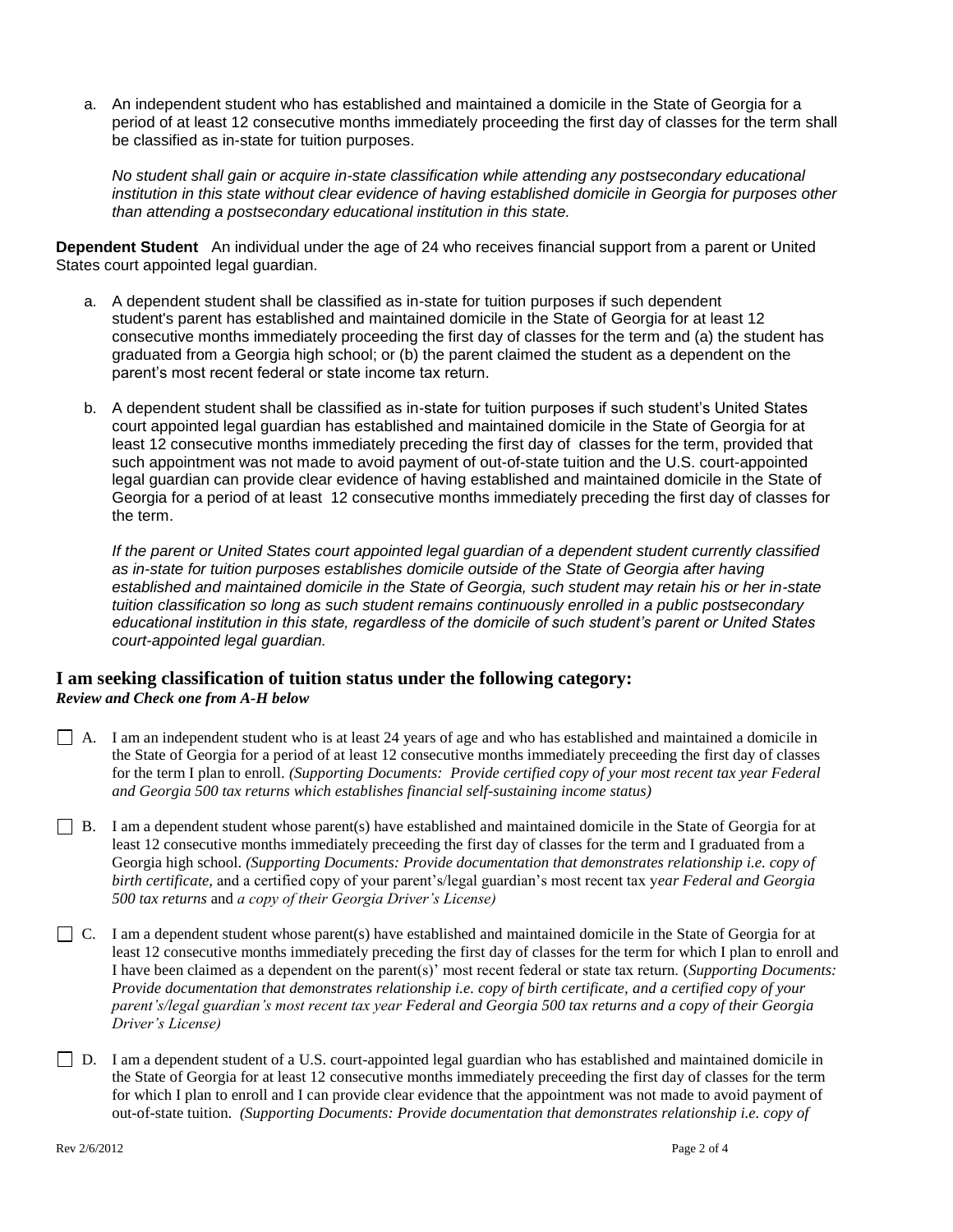a. An independent student who has established and maintained a domicile in the State of Georgia for a period of at least 12 consecutive months immediately proceeding the first day of classes for the term shall be classified as in-state for tuition purposes.

   *No student shall gain or acquire in-state classification while attending any postsecondary educational institution in this state without clear evidence of having established domicile in Georgia for purposes other than attending a postsecondary educational institution in this state.*

**Dependent Student** An individual under the age of 24 who receives financial support from a parent or United States court appointed legal guardian.

a. A dependent student shall be classified as in-state for tuition purposes if such dependent student's parent has established and maintained domicile in the State of Georgia for at least 12 consecutive months immediately proceeding the first day of classes for the term and (a) the student has graduated from a Georgia high school; or (b) the parent claimed the student as a dependent on the parent's most recent federal or state income tax return.

b. A dependent student shall be classified as in-state for tuition purposes if such student's United States court appointed legal guardian has established and maintained domicile in the State of Georgia for at least 12 consecutive months immediately preceding the first day of classes for the term, provided that such appointment was not made to avoid payment of out-of-state tuition and the U.S. court-appointed legal guardian can provide clear evidence of having established and maintained domicile in the State of Georgia for a period of at least 12 consecutive months immediately preceding the first day of classes for the term.

   *If the parent or United States court appointed legal guardian of a dependent student currently classified as in-state for tuition purposes establishes domicile outside of the State of Georgia after having established and maintained domicile in the State of Georgia, such student may retain his or her in-state tuition classification so long as such student remains continuously enrolled in a public postsecondary educational institution in this state, regardless of the domicile of such student's parent or United States court-appointed legal guardian.*

## I am seeking classification of tuition status under the following category:

***Review and Check one from A-H below***

☐ A. I am an independent student who is at least 24 years of age and who has established and maintained a domicile in the State of Georgia for a period of at least 12 consecutive months immediately preceeding the first day of classes for the term I plan to enroll. *(Supporting Documents: Provide certified copy of your most recent tax year Federal and Georgia 500 tax returns which establishes financial self-sustaining income status)*

☐ B. I am a dependent student whose parent(s) have established and maintained domicile in the State of Georgia for at least 12 consecutive months immediately preceeding the first day of classes for the term and I graduated from a Georgia high school. *(Supporting Documents: Provide documentation that demonstrates relationship i.e. copy of birth certificate,* and a certified copy of your parent's/legal guardian's most recent tax y*ear Federal and Georgia 500 tax returns* and *a copy of their Georgia Driver's License)*

☐ C. I am a dependent student whose parent(s) have established and maintained domicile in the State of Georgia for at least 12 consecutive months immediately preceding the first day of classes for the term for which I plan to enroll and I have been claimed as a dependent on the parent(s)' most recent federal or state tax return. (*Supporting Documents: Provide documentation that demonstrates relationship i.e. copy of birth certificate, and a certified copy of your parent's/legal guardian's most recent tax year Federal and Georgia 500 tax returns and a copy of their Georgia Driver's License)*

☐ D. I am a dependent student of a U.S. court-appointed legal guardian who has established and maintained domicile in the State of Georgia for at least 12 consecutive months immediately preceeding the first day of classes for the term for which I plan to enroll and I can provide clear evidence that the appointment was not made to avoid payment of out-of-state tuition. *(Supporting Documents: Provide documentation that demonstrates relationship i.e. copy of*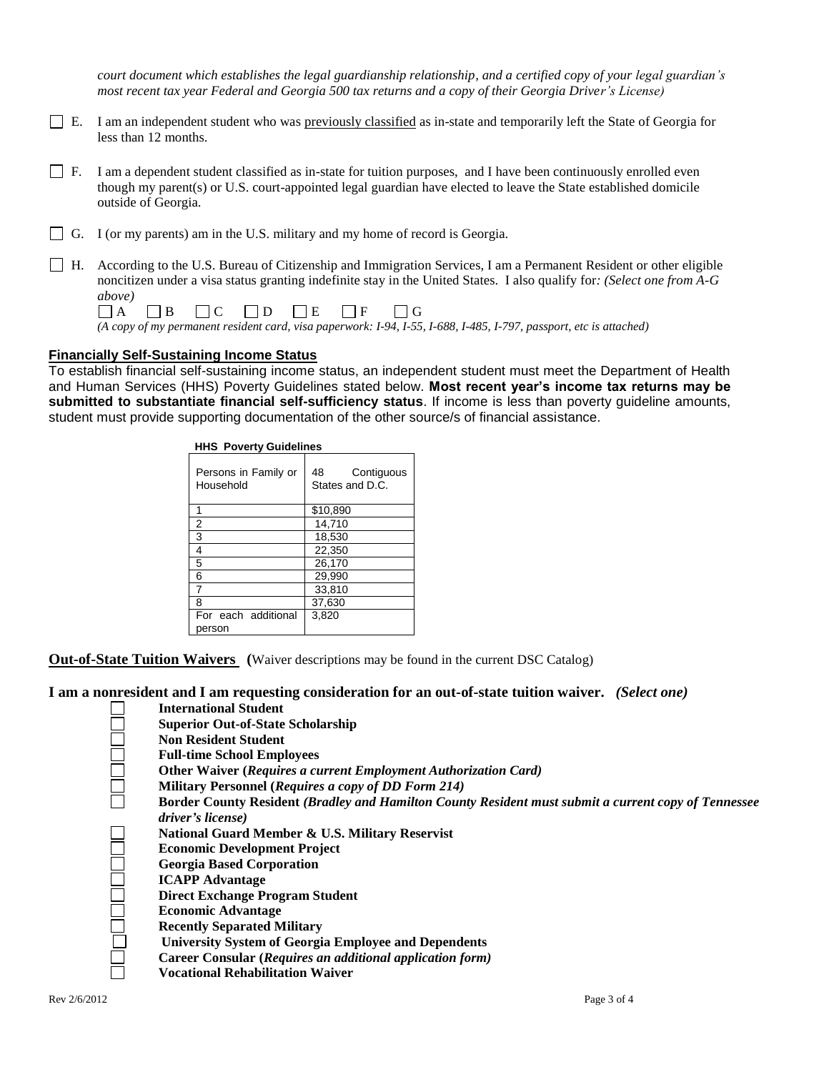*court document which establishes the legal guardianship relationship, and a certified copy of your legal guardian's most recent tax year Federal and Georgia 500 tax returns and a copy of their Georgia Driver's License)*

☐ E. I am an independent student who was previously classified as in-state and temporarily left the State of Georgia for less than 12 months.

☐ F. I am a dependent student classified as in-state for tuition purposes, and I have been continuously enrolled even though my parent(s) or U.S. court-appointed legal guardian have elected to leave the State established domicile outside of Georgia.

☐ G. I (or my parents) am in the U.S. military and my home of record is Georgia.

☐ H. According to the U.S. Bureau of Citizenship and Immigration Services, I am a Permanent Resident or other eligible noncitizen under a visa status granting indefinite stay in the United States. I also qualify for*: (Select one from A-G above)*

☐ A ☐ B ☐ C ☐ D ☐ E ☐ F ☐ G

*(A copy of my permanent resident card, visa paperwork: I-94, I-55, I-688, I-485, I-797, passport, etc is attached)*

## Financially Self-Sustaining Income Status

To establish financial self-sustaining income status, an independent student must meet the Department of Health and Human Services (HHS) Poverty Guidelines stated below. **Most recent year's income tax returns may be submitted to substantiate financial self-sufficiency status**. If income is less than poverty guideline amounts, student must provide supporting documentation of the other source/s of financial assistance.

**HHS Poverty Guidelines**

| Persons in Family or Household | 48 Contiguous States and D.C. |
|---|---|
| 1 | $10,890 |
| 2 | 14,710 |
| 3 | 18,530 |
| 4 | 22,350 |
| 5 | 26,170 |
| 6 | 29,990 |
| 7 | 33,810 |
| 8 | 37,630 |
| For each additional person | 3,820 |

## Out-of-State Tuition Waivers (Waiver descriptions may be found in the current DSC Catalog)

**I am a nonresident and I am requesting consideration for an out-of-state tuition waiver.** ***(Select one)***

- ☐ **International Student**
- ☐ **Superior Out-of-State Scholarship**
- ☐ **Non Resident Student**
- ☐ **Full-time School Employees**
- ☐ **Other Waiver (*Requires a current Employment Authorization Card)***
- ☐ **Military Personnel (*Requires a copy of DD Form 214)***
- ☐ **Border County Resident *(Bradley and Hamilton County Resident must submit a current copy of Tennessee driver's license)***
- ☐ **National Guard Member & U.S. Military Reservist**
- ☐ **Economic Development Project**
- ☐ **Georgia Based Corporation**
- ☐ **ICAPP Advantage**
- ☐ **Direct Exchange Program Student**
- ☐ **Economic Advantage**
- ☐ **Recently Separated Military**
- ☐ **University System of Georgia Employee and Dependents**
- ☐ **Career Consular (*Requires an additional application form)***
- ☐ **Vocational Rehabilitation Waiver**

Rev 2/6/2012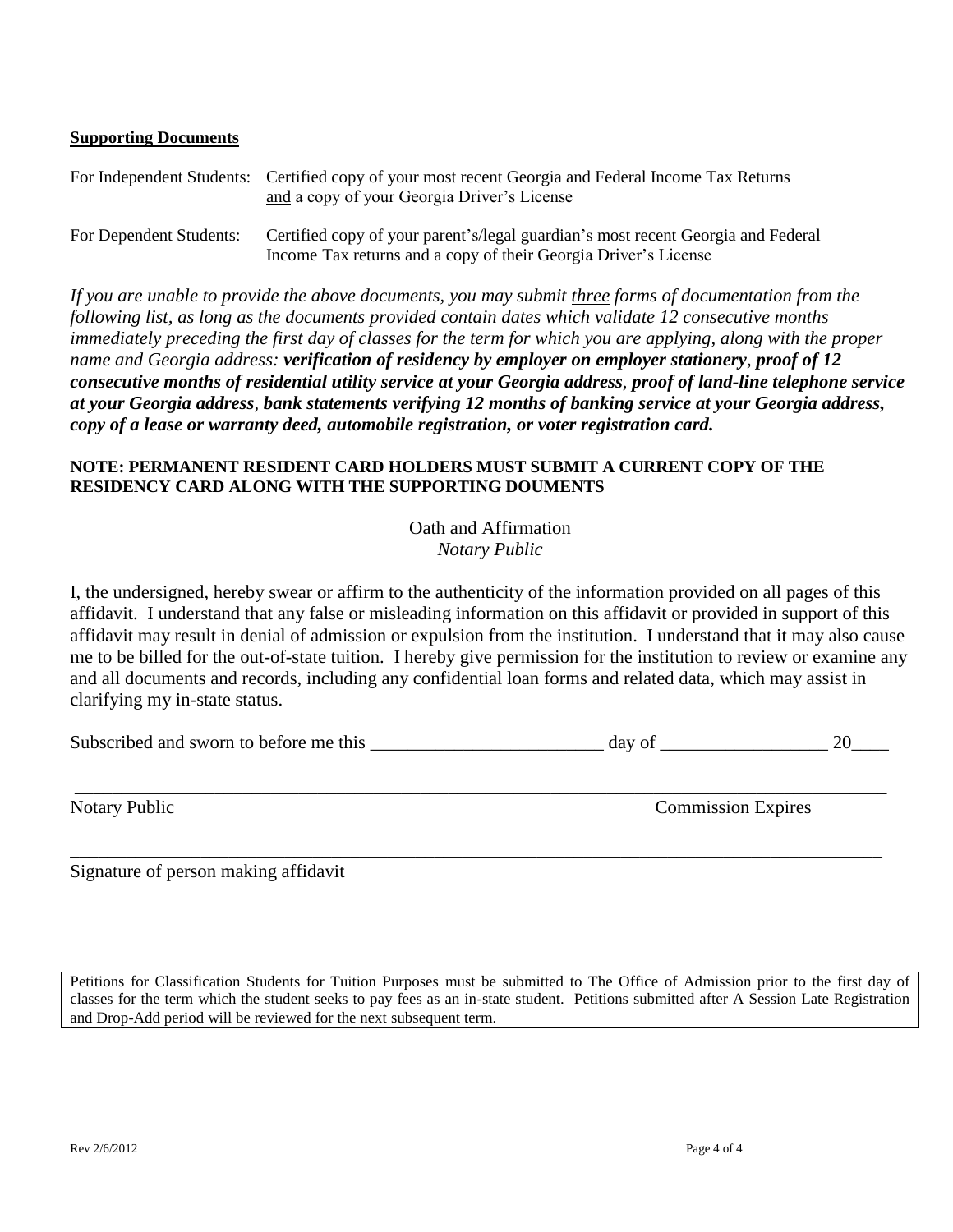**Supporting Documents**

For Independent Students: Certified copy of your most recent Georgia and Federal Income Tax Returns and a copy of your Georgia Driver's License

For Dependent Students: Certified copy of your parent's/legal guardian's most recent Georgia and Federal Income Tax returns and a copy of their Georgia Driver's License

*If you are unable to provide the above documents, you may submit three forms of documentation from the following list, as long as the documents provided contain dates which validate 12 consecutive months immediately preceding the first day of classes for the term for which you are applying, along with the proper name and Georgia address:* ***verification of residency by employer on employer stationery**, **proof of 12 consecutive months of residential utility service at your Georgia address**, **proof of land-line telephone service at your Georgia address**, **bank statements verifying 12 months of banking service at your Georgia address, copy of a lease or warranty deed, automobile registration, or voter registration card.***

**NOTE: PERMANENT RESIDENT CARD HOLDERS MUST SUBMIT A CURRENT COPY OF THE RESIDENCY CARD ALONG WITH THE SUPPORTING DOUMENTS**

Oath and Affirmation
*Notary Public*

I, the undersigned, hereby swear or affirm to the authenticity of the information provided on all pages of this affidavit. I understand that any false or misleading information on this affidavit or provided in support of this affidavit may result in denial of admission or expulsion from the institution. I understand that it may also cause me to be billed for the out-of-state tuition. I hereby give permission for the institution to review or examine any and all documents and records, including any confidential loan forms and related data, which may assist in clarifying my in-state status.

Subscribed and sworn to before me this _________________________ day of __________________ 20____

_______________________________________________________________________________________

Notary Public Commission Expires

_______________________________________________________________________________________

Signature of person making affidavit

Petitions for Classification Students for Tuition Purposes must be submitted to The Office of Admission prior to the first day of classes for the term which the student seeks to pay fees as an in-state student. Petitions submitted after A Session Late Registration and Drop-Add period will be reviewed for the next subsequent term.

Rev 2/6/2012